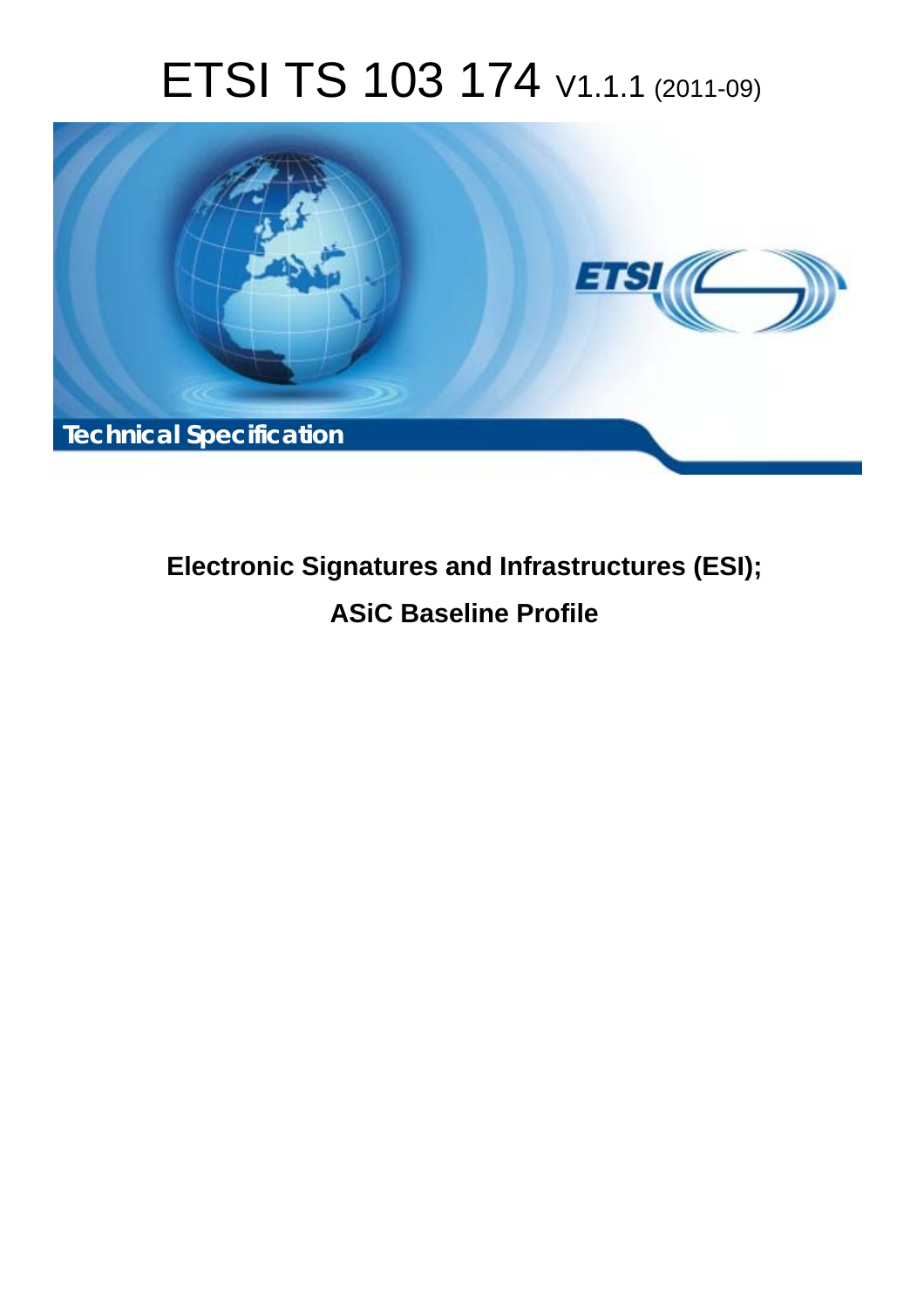# ETSI TS 103 174 V1.1.1 (2011-09)

Technical Specification

**Electronic Signatures and Infrastructures (ESI);**

**ASiC Baseline Profile**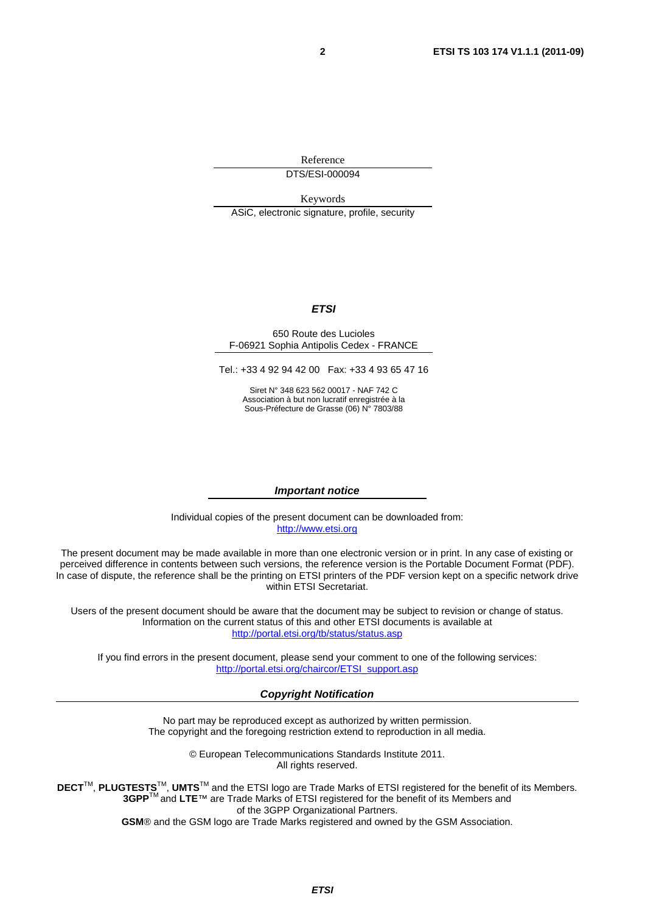Reference

DTS/ESI-000094

Keywords

ASiC, electronic signature, profile, security

***ETSI***

650 Route des Lucioles
F-06921 Sophia Antipolis Cedex - FRANCE

Tel.: +33 4 92 94 42 00 Fax: +33 4 93 65 47 16

Siret N° 348 623 562 00017 - NAF 742 C
Association à but non lucratif enregistrée à la
Sous-Préfecture de Grasse (06) N° 7803/88

***Important notice***

Individual copies of the present document can be downloaded from:
http://www.etsi.org

The present document may be made available in more than one electronic version or in print. In any case of existing or perceived difference in contents between such versions, the reference version is the Portable Document Format (PDF). In case of dispute, the reference shall be the printing on ETSI printers of the PDF version kept on a specific network drive within ETSI Secretariat.

Users of the present document should be aware that the document may be subject to revision or change of status. Information on the current status of this and other ETSI documents is available at
http://portal.etsi.org/tb/status/status.asp

If you find errors in the present document, please send your comment to one of the following services:
http://portal.etsi.org/chaircor/ETSI_support.asp

***Copyright Notification***

No part may be reproduced except as authorized by written permission.
The copyright and the foregoing restriction extend to reproduction in all media.

© European Telecommunications Standards Institute 2011.
All rights reserved.

**DECT**™, **PLUGTESTS**™, **UMTS**™ and the ETSI logo are Trade Marks of ETSI registered for the benefit of its Members.
**3GPP**™ and **LTE**™ are Trade Marks of ETSI registered for the benefit of its Members and of the 3GPP Organizational Partners.
**GSM**® and the GSM logo are Trade Marks registered and owned by the GSM Association.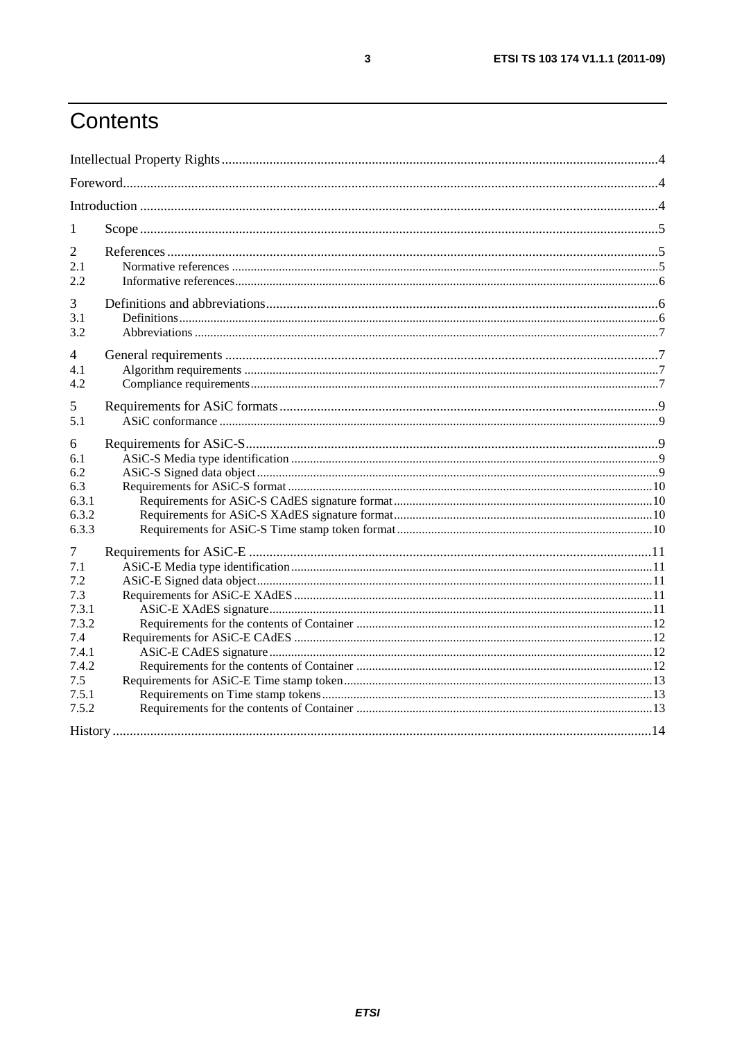# Contents

Intellectual Property Rights ..... 4

Foreword ..... 4

Introduction ..... 4

1 Scope ..... 5

2 References ..... 5
- 2.1 Normative references ..... 5
- 2.2 Informative references ..... 6

3 Definitions and abbreviations ..... 6
- 3.1 Definitions ..... 6
- 3.2 Abbreviations ..... 7

4 General requirements ..... 7
- 4.1 Algorithm requirements ..... 7
- 4.2 Compliance requirements ..... 7

5 Requirements for ASiC formats ..... 9
- 5.1 ASiC conformance ..... 9

6 Requirements for ASiC-S ..... 9
- 6.1 ASiC-S Media type identification ..... 9
- 6.2 ASiC-S Signed data object ..... 9
- 6.3 Requirements for ASiC-S format ..... 10
  - 6.3.1 Requirements for ASiC-S CAdES signature format ..... 10
  - 6.3.2 Requirements for ASiC-S XAdES signature format ..... 10
  - 6.3.3 Requirements for ASiC-S Time stamp token format ..... 10

7 Requirements for ASiC-E ..... 11
- 7.1 ASiC-E Media type identification ..... 11
- 7.2 ASiC-E Signed data object ..... 11
- 7.3 Requirements for ASiC-E XAdES ..... 11
  - 7.3.1 ASiC-E XAdES signature ..... 11
  - 7.3.2 Requirements for the contents of Container ..... 12
- 7.4 Requirements for ASiC-E CAdES ..... 12
  - 7.4.1 ASiC-E CAdES signature ..... 12
  - 7.4.2 Requirements for the contents of Container ..... 12
- 7.5 Requirements for ASiC-E Time stamp token ..... 13
  - 7.5.1 Requirements on Time stamp tokens ..... 13
  - 7.5.2 Requirements for the contents of Container ..... 13

History ..... 14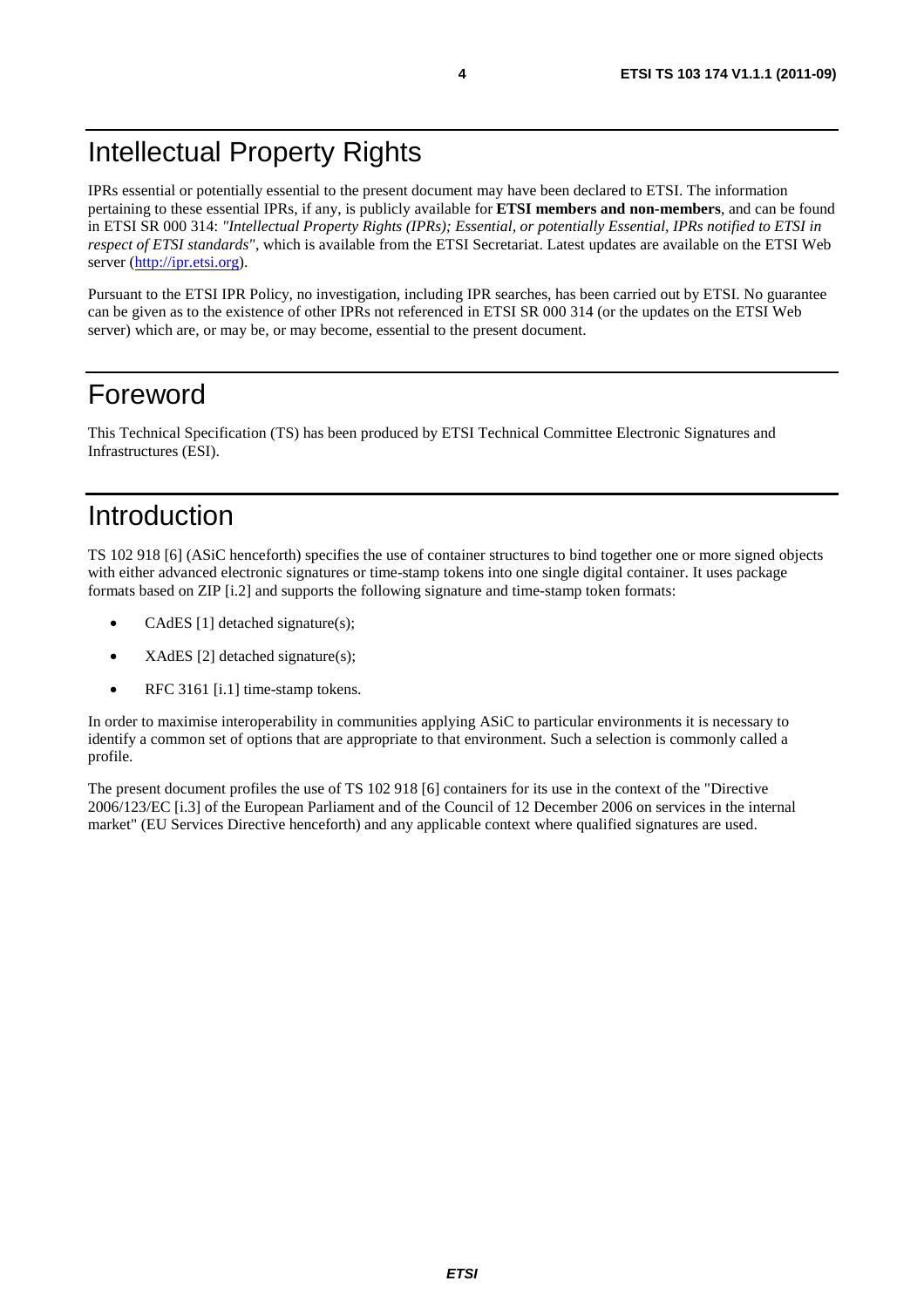# Intellectual Property Rights

IPRs essential or potentially essential to the present document may have been declared to ETSI. The information pertaining to these essential IPRs, if any, is publicly available for **ETSI members and non-members**, and can be found in ETSI SR 000 314: *"Intellectual Property Rights (IPRs); Essential, or potentially Essential, IPRs notified to ETSI in respect of ETSI standards"*, which is available from the ETSI Secretariat. Latest updates are available on the ETSI Web server (http://ipr.etsi.org).

Pursuant to the ETSI IPR Policy, no investigation, including IPR searches, has been carried out by ETSI. No guarantee can be given as to the existence of other IPRs not referenced in ETSI SR 000 314 (or the updates on the ETSI Web server) which are, or may be, or may become, essential to the present document.

# Foreword

This Technical Specification (TS) has been produced by ETSI Technical Committee Electronic Signatures and Infrastructures (ESI).

# Introduction

TS 102 918 [6] (ASiC henceforth) specifies the use of container structures to bind together one or more signed objects with either advanced electronic signatures or time-stamp tokens into one single digital container. It uses package formats based on ZIP [i.2] and supports the following signature and time-stamp token formats:

- CAdES [1] detached signature(s);
- XAdES [2] detached signature(s);
- RFC 3161 [i.1] time-stamp tokens.

In order to maximise interoperability in communities applying ASiC to particular environments it is necessary to identify a common set of options that are appropriate to that environment. Such a selection is commonly called a profile.

The present document profiles the use of TS 102 918 [6] containers for its use in the context of the "Directive 2006/123/EC [i.3] of the European Parliament and of the Council of 12 December 2006 on services in the internal market" (EU Services Directive henceforth) and any applicable context where qualified signatures are used.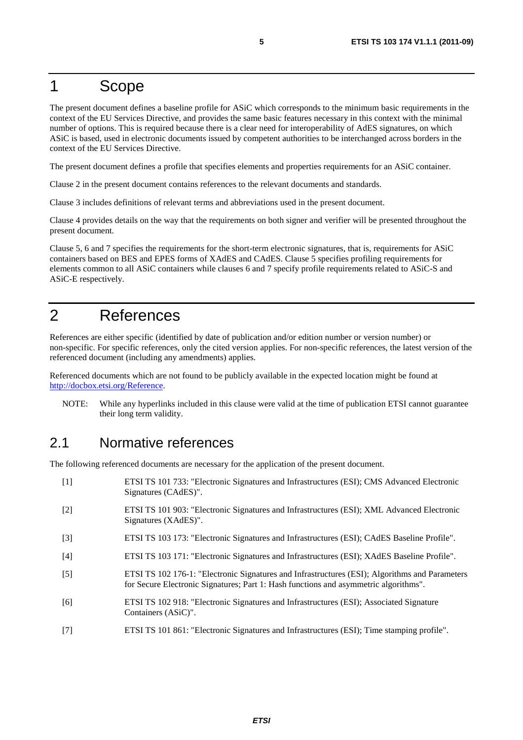# 1 Scope

The present document defines a baseline profile for ASiC which corresponds to the minimum basic requirements in the context of the EU Services Directive, and provides the same basic features necessary in this context with the minimal number of options. This is required because there is a clear need for interoperability of AdES signatures, on which ASiC is based, used in electronic documents issued by competent authorities to be interchanged across borders in the context of the EU Services Directive.

The present document defines a profile that specifies elements and properties requirements for an ASiC container.

Clause 2 in the present document contains references to the relevant documents and standards.

Clause 3 includes definitions of relevant terms and abbreviations used in the present document.

Clause 4 provides details on the way that the requirements on both signer and verifier will be presented throughout the present document.

Clause 5, 6 and 7 specifies the requirements for the short-term electronic signatures, that is, requirements for ASiC containers based on BES and EPES forms of XAdES and CAdES. Clause 5 specifies profiling requirements for elements common to all ASiC containers while clauses 6 and 7 specify profile requirements related to ASiC-S and ASiC-E respectively.

# 2 References

References are either specific (identified by date of publication and/or edition number or version number) or non-specific. For specific references, only the cited version applies. For non-specific references, the latest version of the referenced document (including any amendments) applies.

Referenced documents which are not found to be publicly available in the expected location might be found at http://docbox.etsi.org/Reference.

NOTE: While any hyperlinks included in this clause were valid at the time of publication ETSI cannot guarantee their long term validity.

## 2.1 Normative references

The following referenced documents are necessary for the application of the present document.

[1] ETSI TS 101 733: "Electronic Signatures and Infrastructures (ESI); CMS Advanced Electronic Signatures (CAdES)".

[2] ETSI TS 101 903: "Electronic Signatures and Infrastructures (ESI); XML Advanced Electronic Signatures (XAdES)".

[3] ETSI TS 103 173: "Electronic Signatures and Infrastructures (ESI); CAdES Baseline Profile".

[4] ETSI TS 103 171: "Electronic Signatures and Infrastructures (ESI); XAdES Baseline Profile".

[5] ETSI TS 102 176-1: "Electronic Signatures and Infrastructures (ESI); Algorithms and Parameters for Secure Electronic Signatures; Part 1: Hash functions and asymmetric algorithms".

[6] ETSI TS 102 918: "Electronic Signatures and Infrastructures (ESI); Associated Signature Containers (ASiC)".

[7] ETSI TS 101 861: "Electronic Signatures and Infrastructures (ESI); Time stamping profile".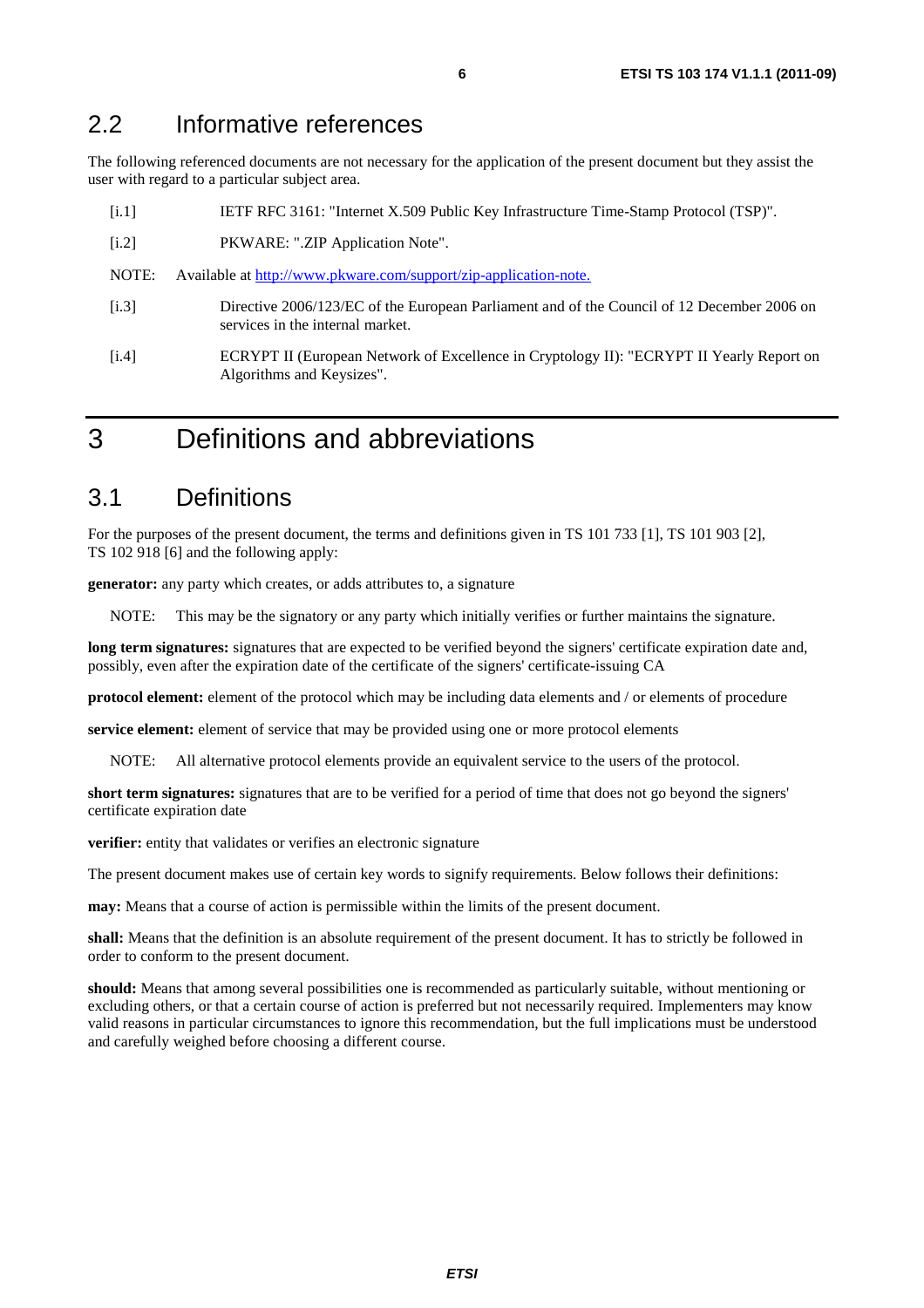## 2.2 Informative references

The following referenced documents are not necessary for the application of the present document but they assist the user with regard to a particular subject area.

[i.1] IETF RFC 3161: "Internet X.509 Public Key Infrastructure Time-Stamp Protocol (TSP)".

[i.2] PKWARE: ".ZIP Application Note".

NOTE: Available at http://www.pkware.com/support/zip-application-note.

[i.3] Directive 2006/123/EC of the European Parliament and of the Council of 12 December 2006 on services in the internal market.

[i.4] ECRYPT II (European Network of Excellence in Cryptology II): "ECRYPT II Yearly Report on Algorithms and Keysizes".

# 3 Definitions and abbreviations

## 3.1 Definitions

For the purposes of the present document, the terms and definitions given in TS 101 733 [1], TS 101 903 [2], TS 102 918 [6] and the following apply:

**generator:** any party which creates, or adds attributes to, a signature

NOTE: This may be the signatory or any party which initially verifies or further maintains the signature.

**long term signatures:** signatures that are expected to be verified beyond the signers' certificate expiration date and, possibly, even after the expiration date of the certificate of the signers' certificate-issuing CA

**protocol element:** element of the protocol which may be including data elements and / or elements of procedure

**service element:** element of service that may be provided using one or more protocol elements

NOTE: All alternative protocol elements provide an equivalent service to the users of the protocol.

**short term signatures:** signatures that are to be verified for a period of time that does not go beyond the signers' certificate expiration date

**verifier:** entity that validates or verifies an electronic signature

The present document makes use of certain key words to signify requirements. Below follows their definitions:

**may:** Means that a course of action is permissible within the limits of the present document.

**shall:** Means that the definition is an absolute requirement of the present document. It has to strictly be followed in order to conform to the present document.

**should:** Means that among several possibilities one is recommended as particularly suitable, without mentioning or excluding others, or that a certain course of action is preferred but not necessarily required. Implementers may know valid reasons in particular circumstances to ignore this recommendation, but the full implications must be understood and carefully weighed before choosing a different course.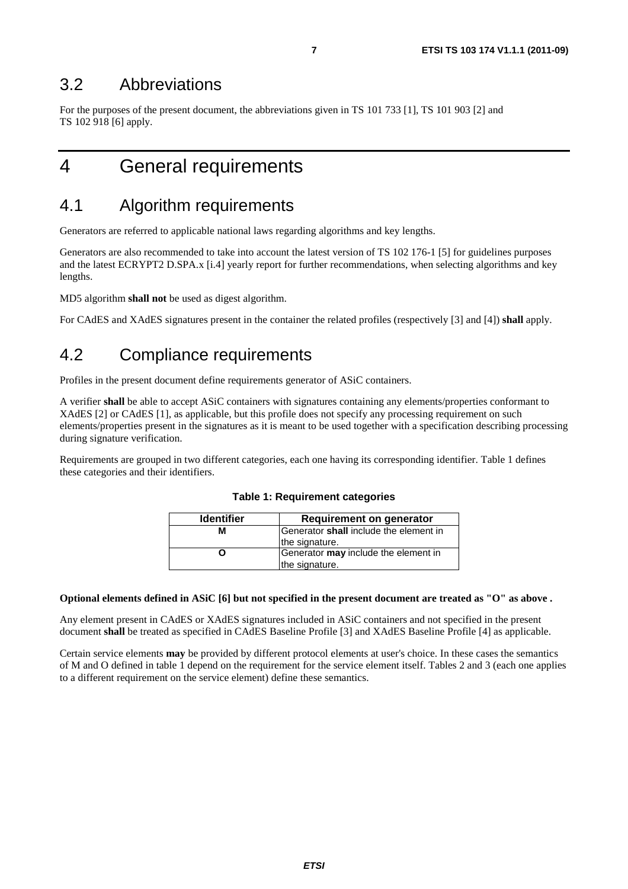## 3.2 Abbreviations

For the purposes of the present document, the abbreviations given in TS 101 733 [1], TS 101 903 [2] and TS 102 918 [6] apply.

# 4 General requirements

## 4.1 Algorithm requirements

Generators are referred to applicable national laws regarding algorithms and key lengths.

Generators are also recommended to take into account the latest version of TS 102 176-1 [5] for guidelines purposes and the latest ECRYPT2 D.SPA.x [i.4] yearly report for further recommendations, when selecting algorithms and key lengths.

MD5 algorithm **shall not** be used as digest algorithm.

For CAdES and XAdES signatures present in the container the related profiles (respectively [3] and [4]) **shall** apply.

## 4.2 Compliance requirements

Profiles in the present document define requirements generator of ASiC containers.

A verifier **shall** be able to accept ASiC containers with signatures containing any elements/properties conformant to XAdES [2] or CAdES [1], as applicable, but this profile does not specify any processing requirement on such elements/properties present in the signatures as it is meant to be used together with a specification describing processing during signature verification.

Requirements are grouped in two different categories, each one having its corresponding identifier. Table 1 defines these categories and their identifiers.

**Table 1: Requirement categories**

| Identifier | Requirement on generator |
|---|---|
| M | Generator **shall** include the element in the signature. |
| O | Generator **may** include the element in the signature. |

**Optional elements defined in ASiC [6] but not specified in the present document are treated as "O" as above .**

Any element present in CAdES or XAdES signatures included in ASiC containers and not specified in the present document **shall** be treated as specified in CAdES Baseline Profile [3] and XAdES Baseline Profile [4] as applicable.

Certain service elements **may** be provided by different protocol elements at user's choice. In these cases the semantics of M and O defined in table 1 depend on the requirement for the service element itself. Tables 2 and 3 (each one applies to a different requirement on the service element) define these semantics.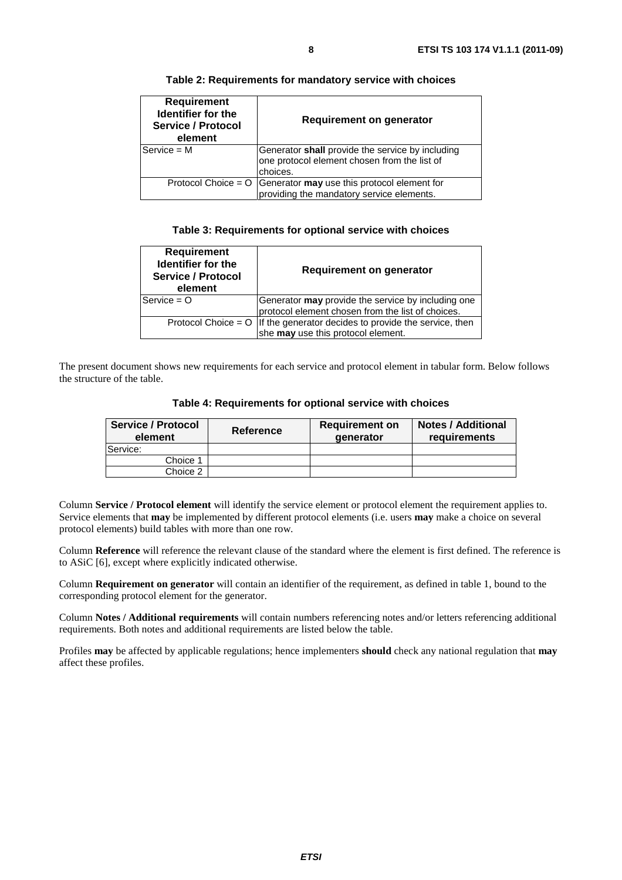**Table 2: Requirements for mandatory service with choices**

| Requirement Identifier for the Service / Protocol element | Requirement on generator |
|---|---|
| Service = M | Generator **shall** provide the service by including one protocol element chosen from the list of choices. |
| Protocol Choice = O | Generator **may** use this protocol element for providing the mandatory service elements. |

**Table 3: Requirements for optional service with choices**

| Requirement Identifier for the Service / Protocol element | Requirement on generator |
|---|---|
| Service = O | Generator **may** provide the service by including one protocol element chosen from the list of choices. |
| Protocol Choice = O | If the generator decides to provide the service, then she **may** use this protocol element. |

The present document shows new requirements for each service and protocol element in tabular form. Below follows the structure of the table.

**Table 4: Requirements for optional service with choices**

| Service / Protocol element | Reference | Requirement on generator | Notes / Additional requirements |
|---|---|---|---|
| Service: | | | |
| Choice 1 | | | |
| Choice 2 | | | |

Column **Service / Protocol element** will identify the service element or protocol element the requirement applies to. Service elements that **may** be implemented by different protocol elements (i.e. users **may** make a choice on several protocol elements) build tables with more than one row.

Column **Reference** will reference the relevant clause of the standard where the element is first defined. The reference is to ASiC [6], except where explicitly indicated otherwise.

Column **Requirement on generator** will contain an identifier of the requirement, as defined in table 1, bound to the corresponding protocol element for the generator.

Column **Notes / Additional requirements** will contain numbers referencing notes and/or letters referencing additional requirements. Both notes and additional requirements are listed below the table.

Profiles **may** be affected by applicable regulations; hence implementers **should** check any national regulation that **may** affect these profiles.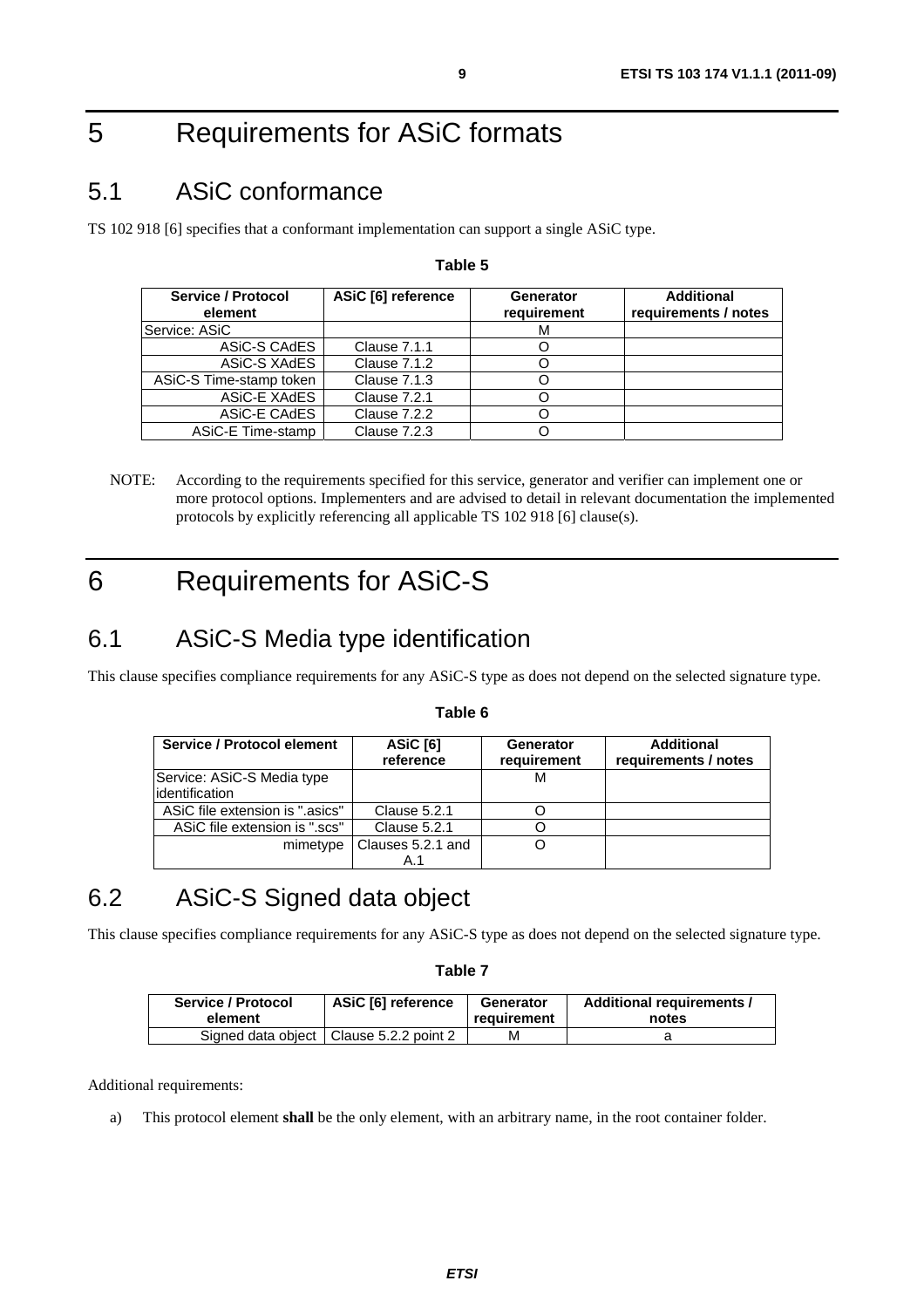# 5 Requirements for ASiC formats

## 5.1 ASiC conformance

TS 102 918 [6] specifies that a conformant implementation can support a single ASiC type.

**Table 5**

| Service / Protocol element | ASiC [6] reference | Generator requirement | Additional requirements / notes |
|---|---|---|---|
| Service: ASiC | | M | |
| ASiC-S CAdES | Clause 7.1.1 | O | |
| ASiC-S XAdES | Clause 7.1.2 | O | |
| ASiC-S Time-stamp token | Clause 7.1.3 | O | |
| ASiC-E XAdES | Clause 7.2.1 | O | |
| ASiC-E CAdES | Clause 7.2.2 | O | |
| ASiC-E Time-stamp | Clause 7.2.3 | O | |

NOTE: According to the requirements specified for this service, generator and verifier can implement one or more protocol options. Implementers and are advised to detail in relevant documentation the implemented protocols by explicitly referencing all applicable TS 102 918 [6] clause(s).

# 6 Requirements for ASiC-S

## 6.1 ASiC-S Media type identification

This clause specifies compliance requirements for any ASiC-S type as does not depend on the selected signature type.

**Table 6**

| Service / Protocol element | ASiC [6] reference | Generator requirement | Additional requirements / notes |
|---|---|---|---|
| Service: ASiC-S Media type identification | | M | |
| ASiC file extension is ".asics" | Clause 5.2.1 | O | |
| ASiC file extension is ".scs" | Clause 5.2.1 | O | |
| mimetype | Clauses 5.2.1 and A.1 | O | |

## 6.2 ASiC-S Signed data object

This clause specifies compliance requirements for any ASiC-S type as does not depend on the selected signature type.

**Table 7**

| Service / Protocol element | ASiC [6] reference | Generator requirement | Additional requirements / notes |
|---|---|---|---|
| Signed data object | Clause 5.2.2 point 2 | M | a |

Additional requirements:

a) This protocol element **shall** be the only element, with an arbitrary name, in the root container folder.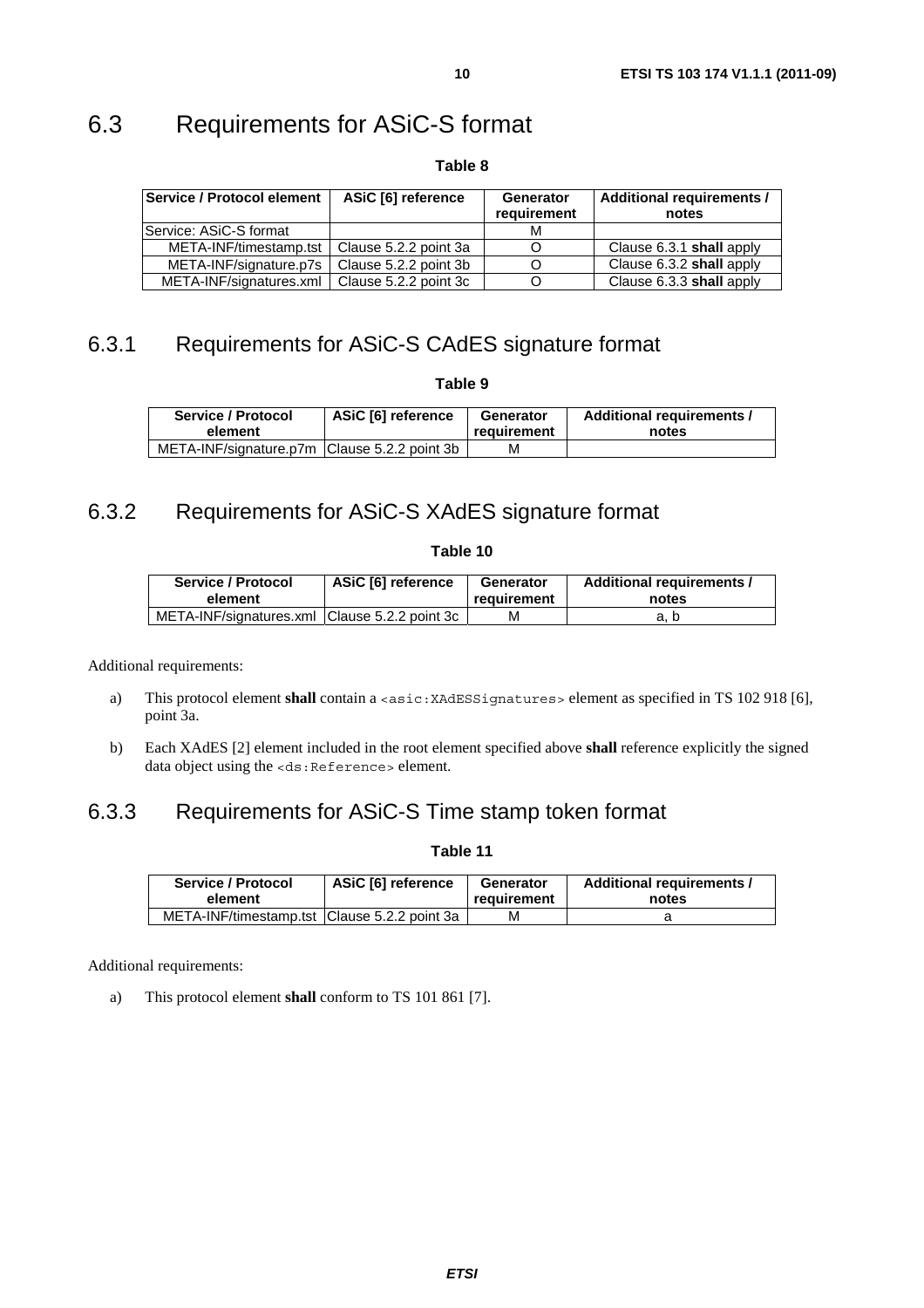## 6.3 Requirements for ASiC-S format

**Table 8**

| Service / Protocol element | ASiC [6] reference | Generator requirement | Additional requirements / notes |
|---|---|---|---|
| Service: ASiC-S format | | M | |
| META-INF/timestamp.tst | Clause 5.2.2 point 3a | O | Clause 6.3.1 **shall** apply |
| META-INF/signature.p7s | Clause 5.2.2 point 3b | O | Clause 6.3.2 **shall** apply |
| META-INF/signatures.xml | Clause 5.2.2 point 3c | O | Clause 6.3.3 **shall** apply |

### 6.3.1 Requirements for ASiC-S CAdES signature format

**Table 9**

| Service / Protocol element | ASiC [6] reference | Generator requirement | Additional requirements / notes |
|---|---|---|---|
| META-INF/signature.p7m | Clause 5.2.2 point 3b | M | |

### 6.3.2 Requirements for ASiC-S XAdES signature format

**Table 10**

| Service / Protocol element | ASiC [6] reference | Generator requirement | Additional requirements / notes |
|---|---|---|---|
| META-INF/signatures.xml | Clause 5.2.2 point 3c | M | a, b |

Additional requirements:

a) This protocol element **shall** contain a `<asic:XAdESSignatures>` element as specified in TS 102 918 [6], point 3a.

b) Each XAdES [2] element included in the root element specified above **shall** reference explicitly the signed data object using the `<ds:Reference>` element.

### 6.3.3 Requirements for ASiC-S Time stamp token format

**Table 11**

| Service / Protocol element | ASiC [6] reference | Generator requirement | Additional requirements / notes |
|---|---|---|---|
| META-INF/timestamp.tst | Clause 5.2.2 point 3a | M | a |

Additional requirements:

a) This protocol element **shall** conform to TS 101 861 [7].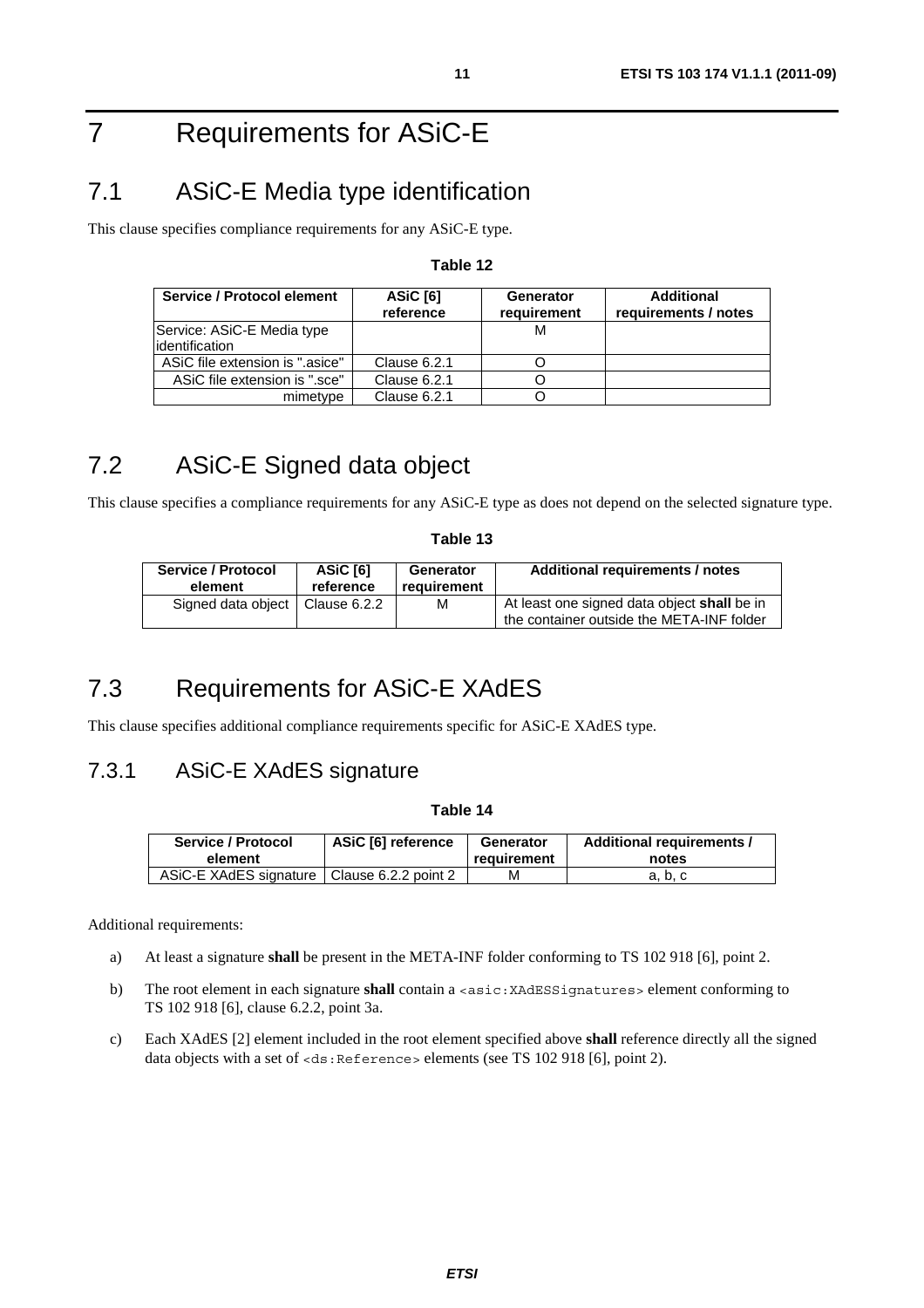# 7 Requirements for ASiC-E

## 7.1 ASiC-E Media type identification

This clause specifies compliance requirements for any ASiC-E type.

**Table 12**

| Service / Protocol element | ASiC [6] reference | Generator requirement | Additional requirements / notes |
|---|---|---|---|
| Service: ASiC-E Media type identification | | M | |
| ASiC file extension is ".asice" | Clause 6.2.1 | O | |
| ASiC file extension is ".sce" | Clause 6.2.1 | O | |
| mimetype | Clause 6.2.1 | O | |

## 7.2 ASiC-E Signed data object

This clause specifies a compliance requirements for any ASiC-E type as does not depend on the selected signature type.

**Table 13**

| Service / Protocol element | ASiC [6] reference | Generator requirement | Additional requirements / notes |
|---|---|---|---|
| Signed data object | Clause 6.2.2 | M | At least one signed data object **shall** be in the container outside the META-INF folder |

## 7.3 Requirements for ASiC-E XAdES

This clause specifies additional compliance requirements specific for ASiC-E XAdES type.

### 7.3.1 ASiC-E XAdES signature

**Table 14**

| Service / Protocol element | ASiC [6] reference | Generator requirement | Additional requirements / notes |
|---|---|---|---|
| ASiC-E XAdES signature | Clause 6.2.2 point 2 | M | a, b, c |

Additional requirements:

a) At least a signature **shall** be present in the META-INF folder conforming to TS 102 918 [6], point 2.

b) The root element in each signature **shall** contain a `<asic:XAdESSignatures>` element conforming to TS 102 918 [6], clause 6.2.2, point 3a.

c) Each XAdES [2] element included in the root element specified above **shall** reference directly all the signed data objects with a set of `<ds:Reference>` elements (see TS 102 918 [6], point 2).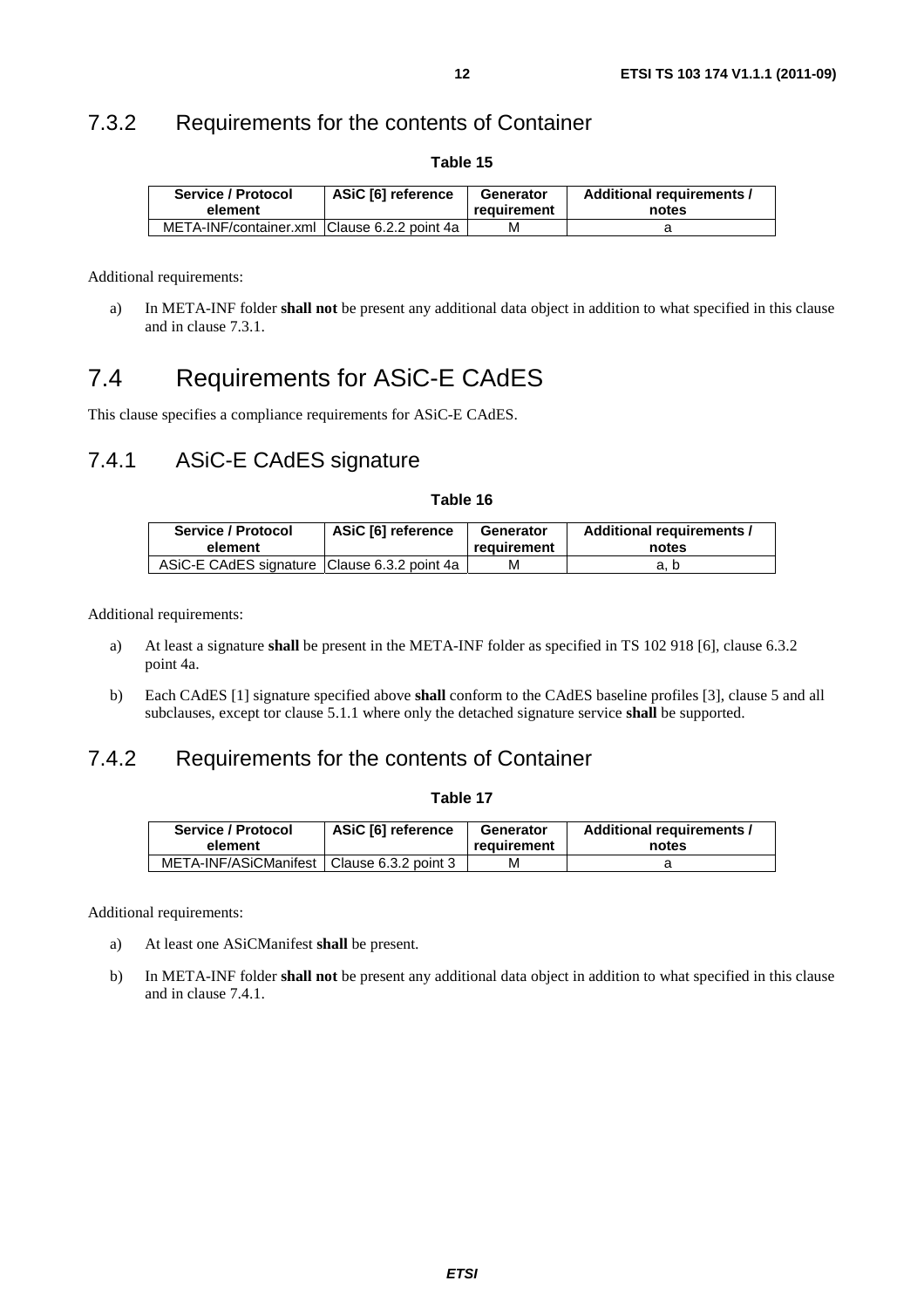### 7.3.2 Requirements for the contents of Container

**Table 15**

| Service / Protocol element | ASiC [6] reference | Generator requirement | Additional requirements / notes |
|---|---|---|---|
| META-INF/container.xml | Clause 6.2.2 point 4a | M | a |

Additional requirements:

a) In META-INF folder **shall not** be present any additional data object in addition to what specified in this clause and in clause 7.3.1.

## 7.4 Requirements for ASiC-E CAdES

This clause specifies a compliance requirements for ASiC-E CAdES.

### 7.4.1 ASiC-E CAdES signature

**Table 16**

| Service / Protocol element | ASiC [6] reference | Generator requirement | Additional requirements / notes |
|---|---|---|---|
| ASiC-E CAdES signature | Clause 6.3.2 point 4a | M | a, b |

Additional requirements:

a) At least a signature **shall** be present in the META-INF folder as specified in TS 102 918 [6], clause 6.3.2 point 4a.

b) Each CAdES [1] signature specified above **shall** conform to the CAdES baseline profiles [3], clause 5 and all subclauses, except tor clause 5.1.1 where only the detached signature service **shall** be supported.

### 7.4.2 Requirements for the contents of Container

**Table 17**

| Service / Protocol element | ASiC [6] reference | Generator requirement | Additional requirements / notes |
|---|---|---|---|
| META-INF/ASiCManifest | Clause 6.3.2 point 3 | M | a |

Additional requirements:

a) At least one ASiCManifest **shall** be present.

b) In META-INF folder **shall not** be present any additional data object in addition to what specified in this clause and in clause 7.4.1.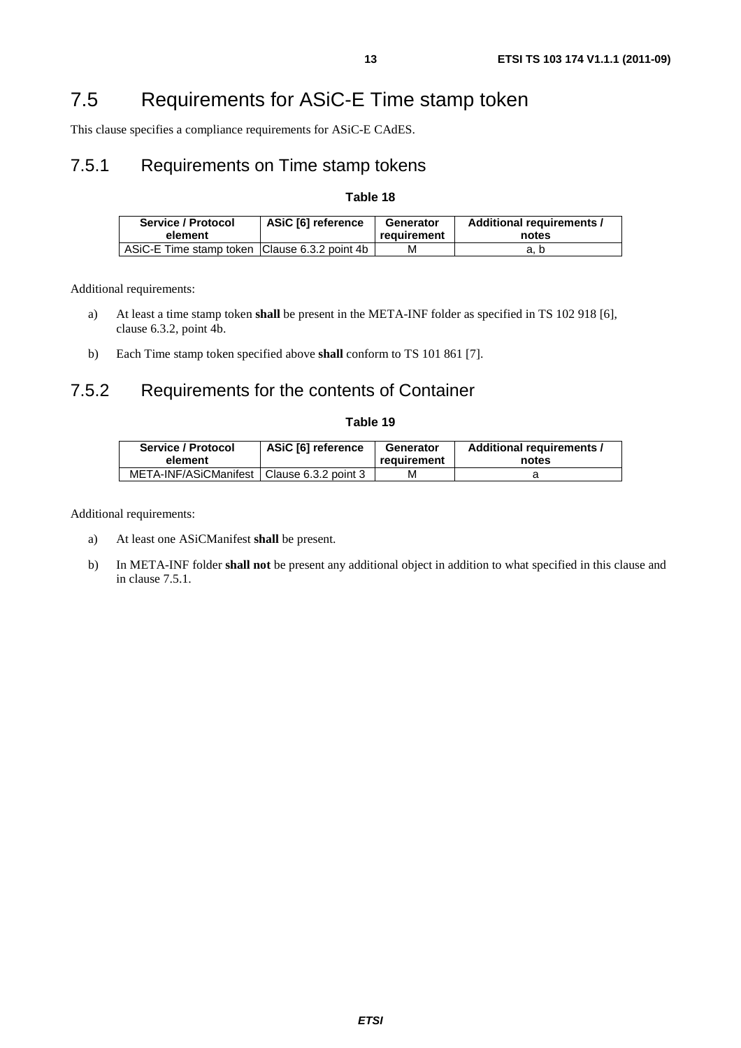# 7.5 Requirements for ASiC-E Time stamp token

This clause specifies a compliance requirements for ASiC-E CAdES.

## 7.5.1 Requirements on Time stamp tokens

**Table 18**

| Service / Protocol element | ASiC [6] reference | Generator requirement | Additional requirements / notes |
|---|---|---|---|
| ASiC-E Time stamp token | Clause 6.3.2 point 4b | M | a, b |

Additional requirements:

a) At least a time stamp token **shall** be present in the META-INF folder as specified in TS 102 918 [6], clause 6.3.2, point 4b.

b) Each Time stamp token specified above **shall** conform to TS 101 861 [7].

## 7.5.2 Requirements for the contents of Container

**Table 19**

| Service / Protocol element | ASiC [6] reference | Generator requirement | Additional requirements / notes |
|---|---|---|---|
| META-INF/ASiCManifest | Clause 6.3.2 point 3 | M | a |

Additional requirements:

a) At least one ASiCManifest **shall** be present.

b) In META-INF folder **shall not** be present any additional object in addition to what specified in this clause and in clause 7.5.1.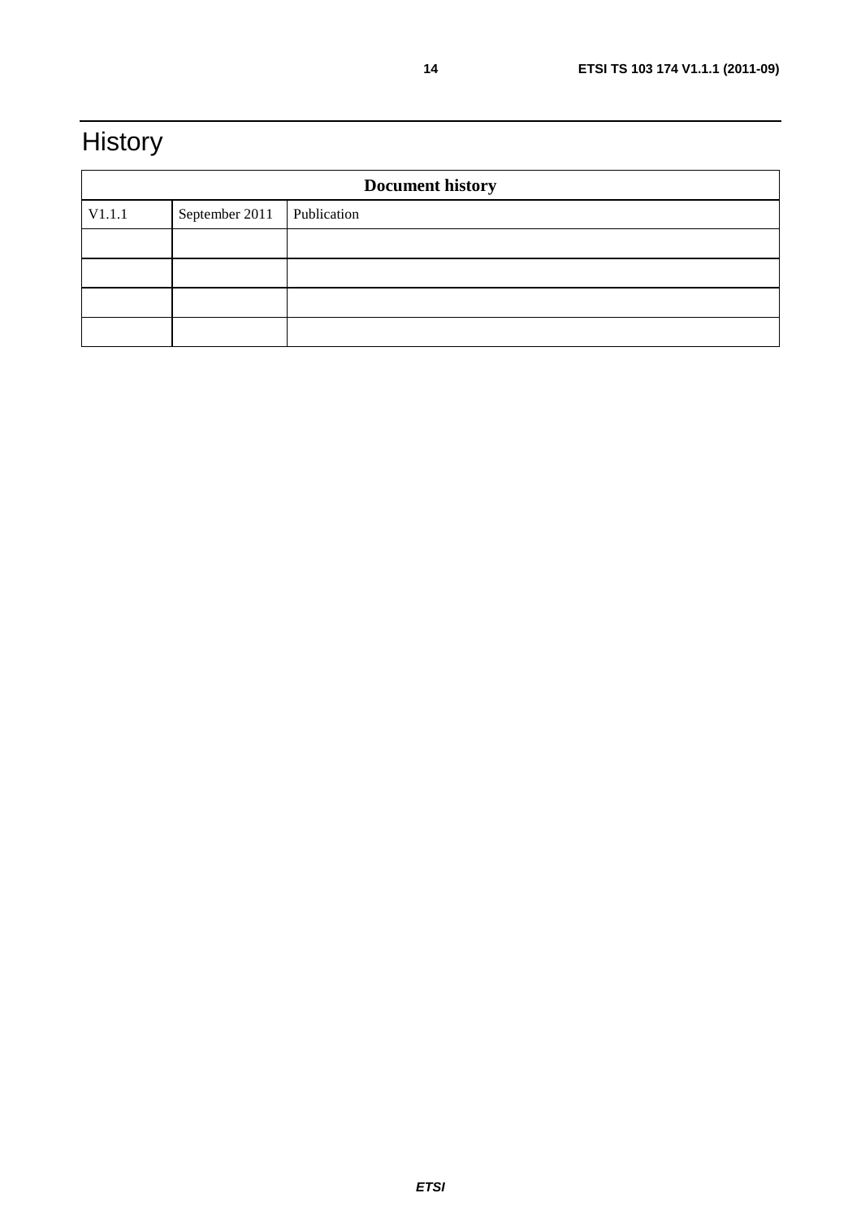# History

| Document history | | |
|---|---|---|
| V1.1.1 | September 2011 | Publication |
| | | |
| | | |
| | | |
| | | |